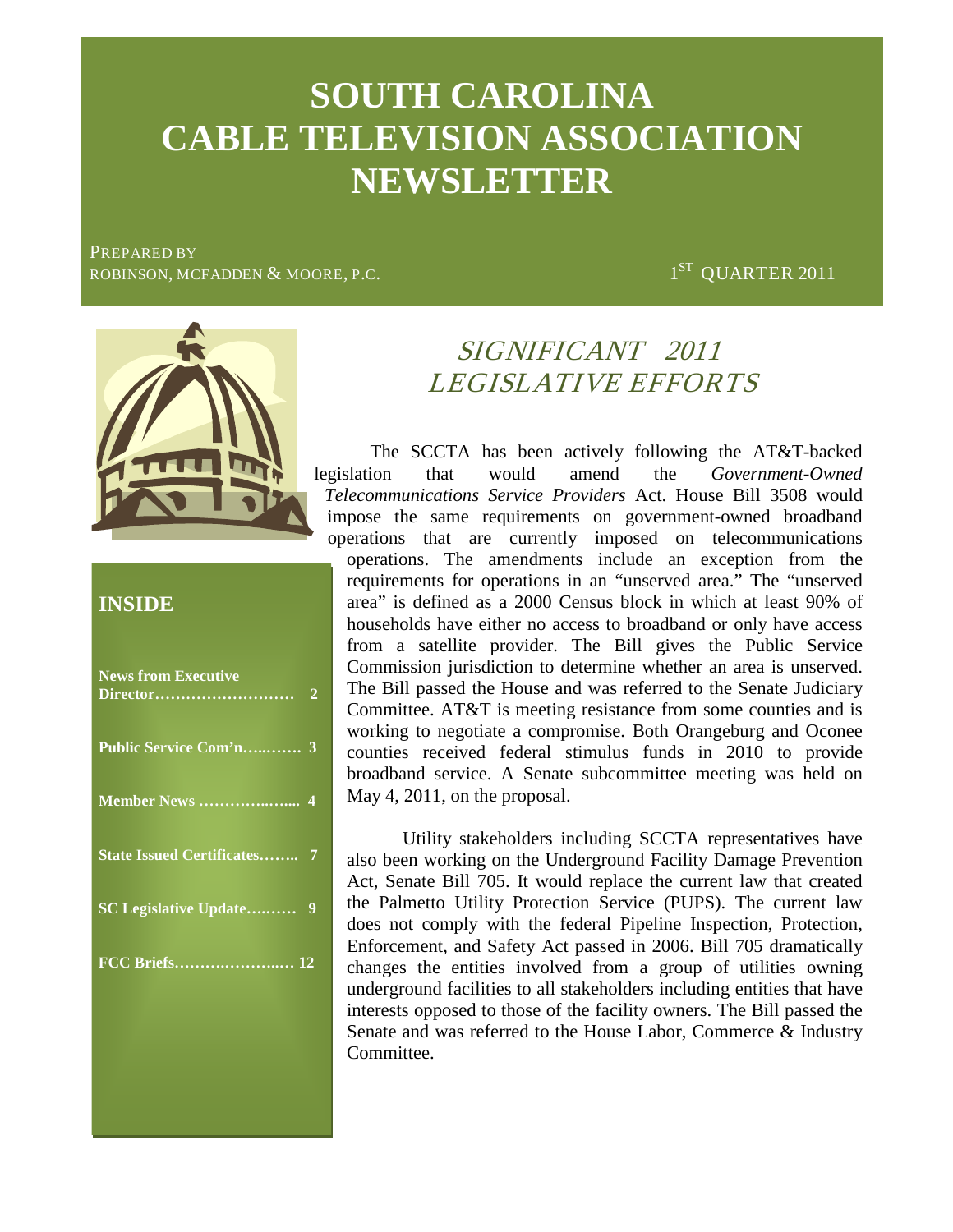# SOUTH CAROLINA CABLE TELEVISION ASSOCIATION NEWSLETTER

PREPARED BY
ROBINSON, MCFADDEN & MOORE, P.C.

1ST QUARTER 2011

## INSIDE

| | |
|---|---|
| **News from Executive Director** | **2** |
| **Public Service Com'n** | **3** |
| **Member News** | **4** |
| **State Issued Certificates** | **7** |
| **SC Legislative Update** | **9** |
| **FCC Briefs** | **12** |

## *SIGNIFICANT 2011 LEGISLATIVE EFFORTS*

The SCCTA has been actively following the AT&T-backed legislation that would amend the *Government-Owned Telecommunications Service Providers* Act. House Bill 3508 would impose the same requirements on government-owned broadband operations that are currently imposed on telecommunications operations. The amendments include an exception from the requirements for operations in an "unserved area." The "unserved area" is defined as a 2000 Census block in which at least 90% of households have either no access to broadband or only have access from a satellite provider. The Bill gives the Public Service Commission jurisdiction to determine whether an area is unserved. The Bill passed the House and was referred to the Senate Judiciary Committee. AT&T is meeting resistance from some counties and is working to negotiate a compromise. Both Orangeburg and Oconee counties received federal stimulus funds in 2010 to provide broadband service. A Senate subcommittee meeting was held on May 4, 2011, on the proposal.

Utility stakeholders including SCCTA representatives have also been working on the Underground Facility Damage Prevention Act, Senate Bill 705. It would replace the current law that created the Palmetto Utility Protection Service (PUPS). The current law does not comply with the federal Pipeline Inspection, Protection, Enforcement, and Safety Act passed in 2006. Bill 705 dramatically changes the entities involved from a group of utilities owning underground facilities to all stakeholders including entities that have interests opposed to those of the facility owners. The Bill passed the Senate and was referred to the House Labor, Commerce & Industry Committee.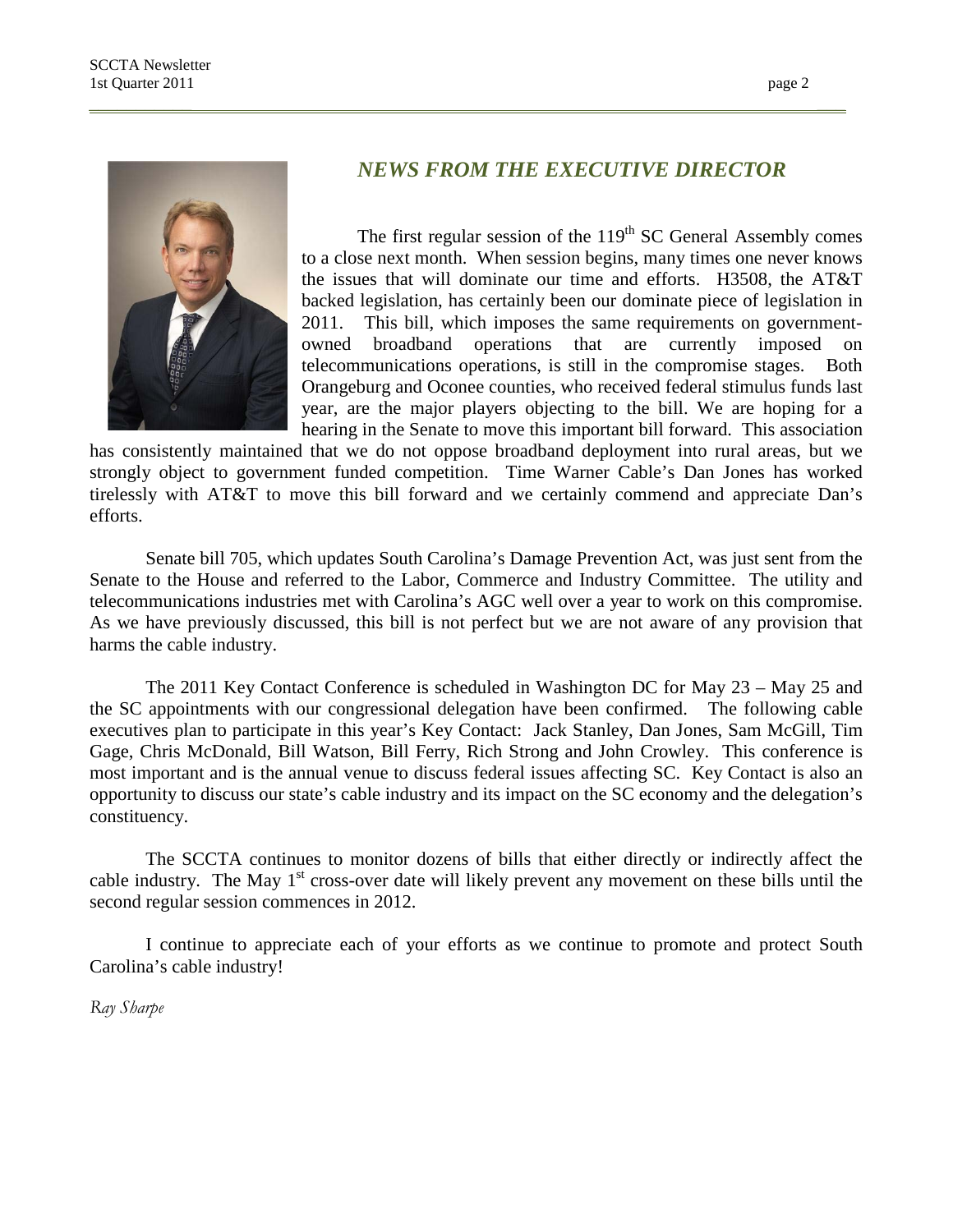## *NEWS FROM THE EXECUTIVE DIRECTOR*

The first regular session of the 119th SC General Assembly comes to a close next month. When session begins, many times one never knows the issues that will dominate our time and efforts. H3508, the AT&T backed legislation, has certainly been our dominate piece of legislation in 2011. This bill, which imposes the same requirements on government-owned broadband operations that are currently imposed on telecommunications operations, is still in the compromise stages. Both Orangeburg and Oconee counties, who received federal stimulus funds last year, are the major players objecting to the bill. We are hoping for a hearing in the Senate to move this important bill forward. This association has consistently maintained that we do not oppose broadband deployment into rural areas, but we strongly object to government funded competition. Time Warner Cable's Dan Jones has worked tirelessly with AT&T to move this bill forward and we certainly commend and appreciate Dan's efforts.

Senate bill 705, which updates South Carolina's Damage Prevention Act, was just sent from the Senate to the House and referred to the Labor, Commerce and Industry Committee. The utility and telecommunications industries met with Carolina's AGC well over a year to work on this compromise. As we have previously discussed, this bill is not perfect but we are not aware of any provision that harms the cable industry.

The 2011 Key Contact Conference is scheduled in Washington DC for May 23 – May 25 and the SC appointments with our congressional delegation have been confirmed. The following cable executives plan to participate in this year's Key Contact: Jack Stanley, Dan Jones, Sam McGill, Tim Gage, Chris McDonald, Bill Watson, Bill Ferry, Rich Strong and John Crowley. This conference is most important and is the annual venue to discuss federal issues affecting SC. Key Contact is also an opportunity to discuss our state's cable industry and its impact on the SC economy and the delegation's constituency.

The SCCTA continues to monitor dozens of bills that either directly or indirectly affect the cable industry. The May 1st cross-over date will likely prevent any movement on these bills until the second regular session commences in 2012.

I continue to appreciate each of your efforts as we continue to promote and protect South Carolina's cable industry!

*Ray Sharpe*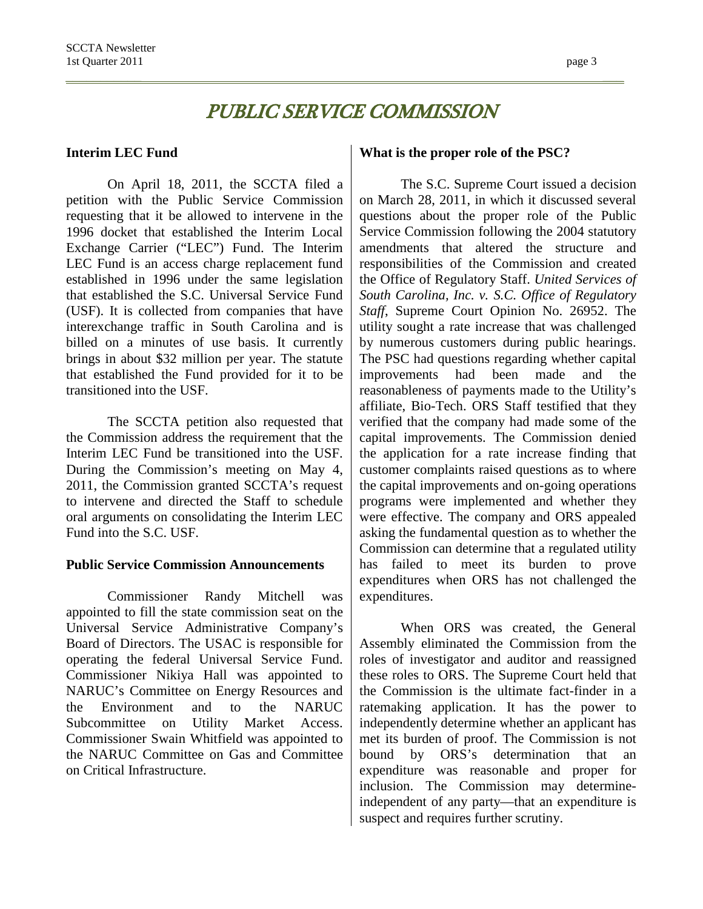# PUBLIC SERVICE COMMISSION

## Interim LEC Fund

On April 18, 2011, the SCCTA filed a petition with the Public Service Commission requesting that it be allowed to intervene in the 1996 docket that established the Interim Local Exchange Carrier ("LEC") Fund. The Interim LEC Fund is an access charge replacement fund established in 1996 under the same legislation that established the S.C. Universal Service Fund (USF). It is collected from companies that have interexchange traffic in South Carolina and is billed on a minutes of use basis. It currently brings in about $32 million per year. The statute that established the Fund provided for it to be transitioned into the USF.

The SCCTA petition also requested that the Commission address the requirement that the Interim LEC Fund be transitioned into the USF. During the Commission's meeting on May 4, 2011, the Commission granted SCCTA's request to intervene and directed the Staff to schedule oral arguments on consolidating the Interim LEC Fund into the S.C. USF.

## Public Service Commission Announcements

Commissioner Randy Mitchell was appointed to fill the state commission seat on the Universal Service Administrative Company's Board of Directors. The USAC is responsible for operating the federal Universal Service Fund. Commissioner Nikiya Hall was appointed to NARUC's Committee on Energy Resources and the Environment and to the NARUC Subcommittee on Utility Market Access. Commissioner Swain Whitfield was appointed to the NARUC Committee on Gas and Committee on Critical Infrastructure.

## What is the proper role of the PSC?

The S.C. Supreme Court issued a decision on March 28, 2011, in which it discussed several questions about the proper role of the Public Service Commission following the 2004 statutory amendments that altered the structure and responsibilities of the Commission and created the Office of Regulatory Staff. *United Services of South Carolina, Inc. v. S.C. Office of Regulatory Staff*, Supreme Court Opinion No. 26952. The utility sought a rate increase that was challenged by numerous customers during public hearings. The PSC had questions regarding whether capital improvements had been made and the reasonableness of payments made to the Utility's affiliate, Bio-Tech. ORS Staff testified that they verified that the company had made some of the capital improvements. The Commission denied the application for a rate increase finding that customer complaints raised questions as to where the capital improvements and on-going operations programs were implemented and whether they were effective. The company and ORS appealed asking the fundamental question as to whether the Commission can determine that a regulated utility has failed to meet its burden to prove expenditures when ORS has not challenged the expenditures.

When ORS was created, the General Assembly eliminated the Commission from the roles of investigator and auditor and reassigned these roles to ORS. The Supreme Court held that the Commission is the ultimate fact-finder in a ratemaking application. It has the power to independently determine whether an applicant has met its burden of proof. The Commission is not bound by ORS's determination that an expenditure was reasonable and proper for inclusion. The Commission may determine-independent of any party—that an expenditure is suspect and requires further scrutiny.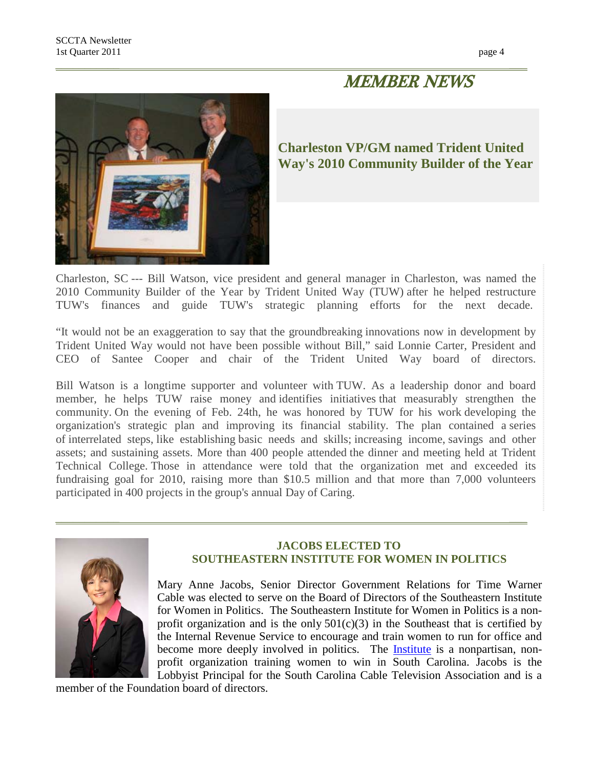# MEMBER NEWS

## Charleston VP/GM named Trident United Way's 2010 Community Builder of the Year

Charleston, SC --- Bill Watson, vice president and general manager in Charleston, was named the 2010 Community Builder of the Year by Trident United Way (TUW) after he helped restructure TUW's finances and guide TUW's strategic planning efforts for the next decade.

"It would not be an exaggeration to say that the groundbreaking innovations now in development by Trident United Way would not have been possible without Bill," said Lonnie Carter, President and CEO of Santee Cooper and chair of the Trident United Way board of directors.

Bill Watson is a longtime supporter and volunteer with TUW. As a leadership donor and board member, he helps TUW raise money and identifies initiatives that measurably strengthen the community. On the evening of Feb. 24th, he was honored by TUW for his work developing the organization's strategic plan and improving its financial stability. The plan contained a series of interrelated steps, like establishing basic needs and skills; increasing income, savings and other assets; and sustaining assets. More than 400 people attended the dinner and meeting held at Trident Technical College. Those in attendance were told that the organization met and exceeded its fundraising goal for 2010, raising more than $10.5 million and that more than 7,000 volunteers participated in 400 projects in the group's annual Day of Caring.

## JACOBS ELECTED TO SOUTHEASTERN INSTITUTE FOR WOMEN IN POLITICS

Mary Anne Jacobs, Senior Director Government Relations for Time Warner Cable was elected to serve on the Board of Directors of the Southeastern Institute for Women in Politics. The Southeastern Institute for Women in Politics is a non-profit organization and is the only 501(c)(3) in the Southeast that is certified by the Internal Revenue Service to encourage and train women to run for office and become more deeply involved in politics. The Institute is a nonpartisan, non-profit organization training women to win in South Carolina. Jacobs is the Lobbyist Principal for the South Carolina Cable Television Association and is a member of the Foundation board of directors.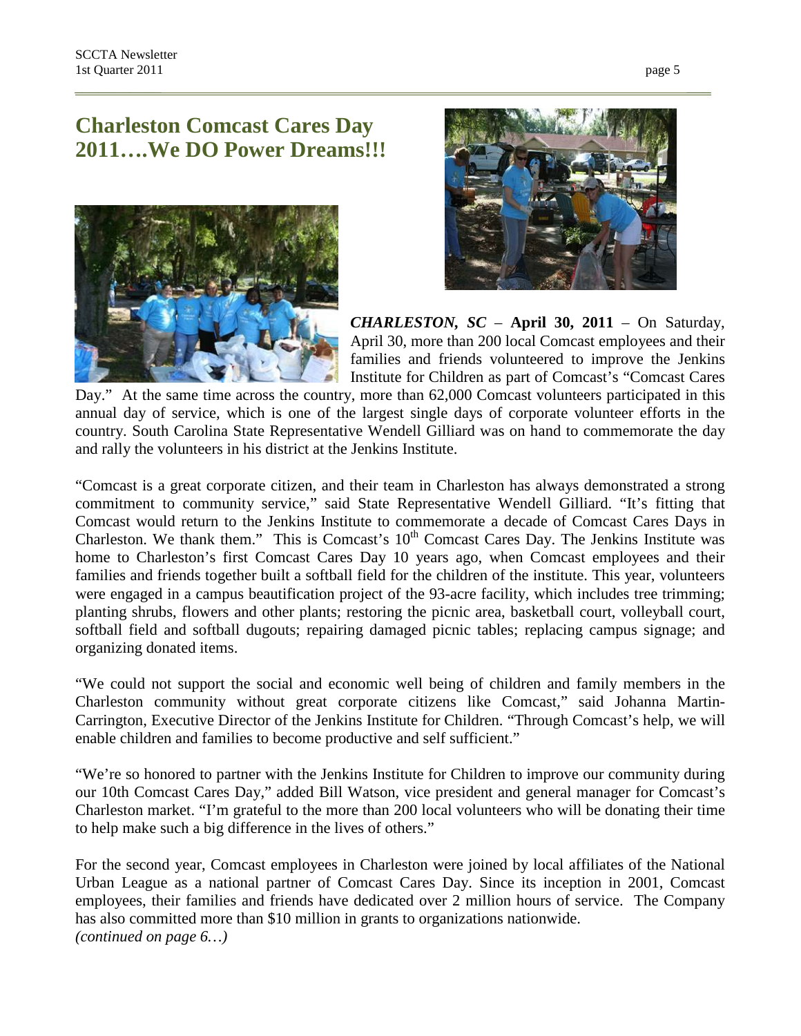## Charleston Comcast Cares Day 2011….We DO Power Dreams!!!

***CHARLESTON, SC*** – **April 30, 2011** – On Saturday, April 30, more than 200 local Comcast employees and their families and friends volunteered to improve the Jenkins Institute for Children as part of Comcast's "Comcast Cares Day." At the same time across the country, more than 62,000 Comcast volunteers participated in this annual day of service, which is one of the largest single days of corporate volunteer efforts in the country. South Carolina State Representative Wendell Gilliard was on hand to commemorate the day and rally the volunteers in his district at the Jenkins Institute.

"Comcast is a great corporate citizen, and their team in Charleston has always demonstrated a strong commitment to community service," said State Representative Wendell Gilliard. "It's fitting that Comcast would return to the Jenkins Institute to commemorate a decade of Comcast Cares Days in Charleston. We thank them." This is Comcast's 10th Comcast Cares Day. The Jenkins Institute was home to Charleston's first Comcast Cares Day 10 years ago, when Comcast employees and their families and friends together built a softball field for the children of the institute. This year, volunteers were engaged in a campus beautification project of the 93-acre facility, which includes tree trimming; planting shrubs, flowers and other plants; restoring the picnic area, basketball court, volleyball court, softball field and softball dugouts; repairing damaged picnic tables; replacing campus signage; and organizing donated items.

"We could not support the social and economic well being of children and family members in the Charleston community without great corporate citizens like Comcast," said Johanna Martin-Carrington, Executive Director of the Jenkins Institute for Children. "Through Comcast's help, we will enable children and families to become productive and self sufficient."

"We're so honored to partner with the Jenkins Institute for Children to improve our community during our 10th Comcast Cares Day," added Bill Watson, vice president and general manager for Comcast's Charleston market. "I'm grateful to the more than 200 local volunteers who will be donating their time to help make such a big difference in the lives of others."

For the second year, Comcast employees in Charleston were joined by local affiliates of the National Urban League as a national partner of Comcast Cares Day. Since its inception in 2001, Comcast employees, their families and friends have dedicated over 2 million hours of service. The Company has also committed more than $10 million in grants to organizations nationwide.

*(continued on page 6…)*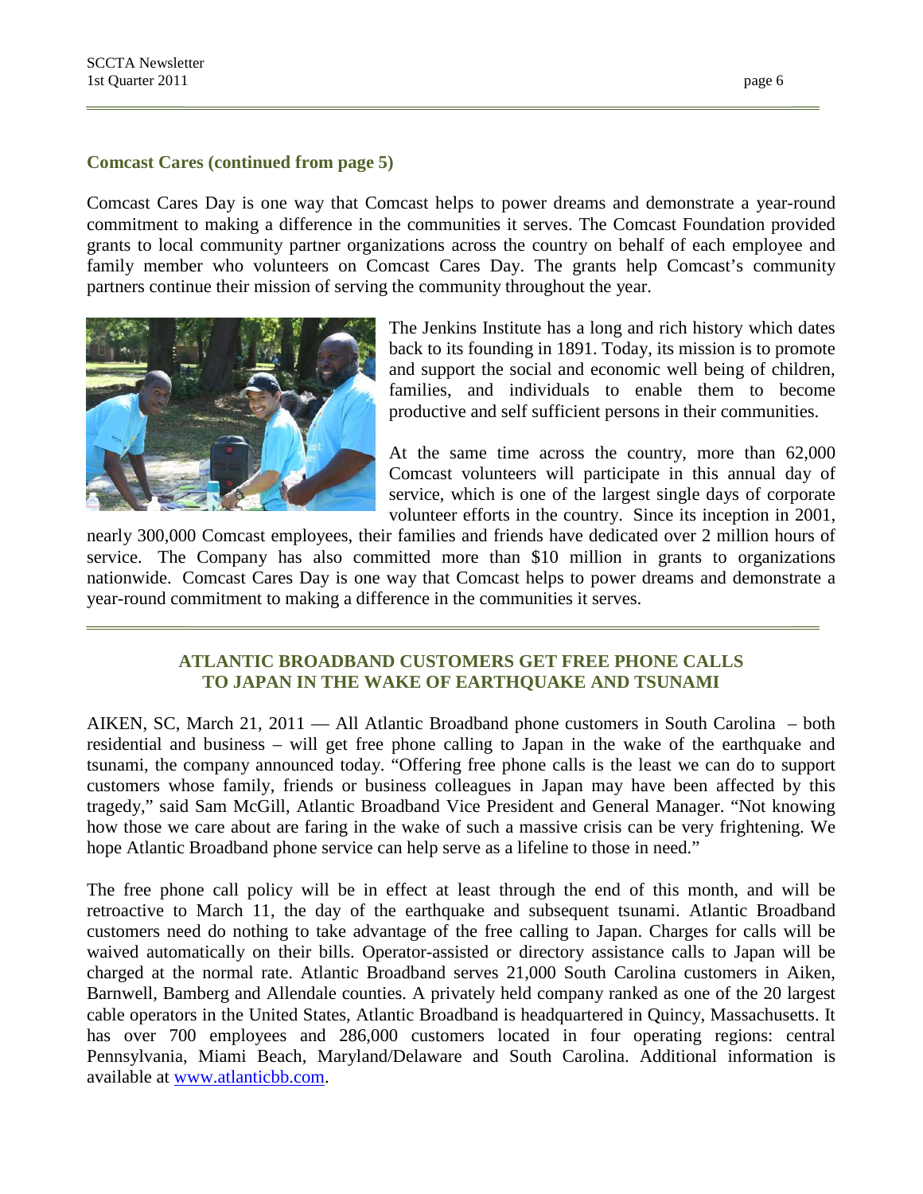### Comcast Cares (continued from page 5)

Comcast Cares Day is one way that Comcast helps to power dreams and demonstrate a year-round commitment to making a difference in the communities it serves. The Comcast Foundation provided grants to local community partner organizations across the country on behalf of each employee and family member who volunteers on Comcast Cares Day. The grants help Comcast's community partners continue their mission of serving the community throughout the year.

The Jenkins Institute has a long and rich history which dates back to its founding in 1891. Today, its mission is to promote and support the social and economic well being of children, families, and individuals to enable them to become productive and self sufficient persons in their communities.

At the same time across the country, more than 62,000 Comcast volunteers will participate in this annual day of service, which is one of the largest single days of corporate volunteer efforts in the country. Since its inception in 2001, nearly 300,000 Comcast employees, their families and friends have dedicated over 2 million hours of service. The Company has also committed more than $10 million in grants to organizations nationwide. Comcast Cares Day is one way that Comcast helps to power dreams and demonstrate a year-round commitment to making a difference in the communities it serves.

---

## ATLANTIC BROADBAND CUSTOMERS GET FREE PHONE CALLS TO JAPAN IN THE WAKE OF EARTHQUAKE AND TSUNAMI

AIKEN, SC, March 21, 2011 — All Atlantic Broadband phone customers in South Carolina – both residential and business – will get free phone calling to Japan in the wake of the earthquake and tsunami, the company announced today. "Offering free phone calls is the least we can do to support customers whose family, friends or business colleagues in Japan may have been affected by this tragedy," said Sam McGill, Atlantic Broadband Vice President and General Manager. "Not knowing how those we care about are faring in the wake of such a massive crisis can be very frightening. We hope Atlantic Broadband phone service can help serve as a lifeline to those in need."

The free phone call policy will be in effect at least through the end of this month, and will be retroactive to March 11, the day of the earthquake and subsequent tsunami. Atlantic Broadband customers need do nothing to take advantage of the free calling to Japan. Charges for calls will be waived automatically on their bills. Operator-assisted or directory assistance calls to Japan will be charged at the normal rate. Atlantic Broadband serves 21,000 South Carolina customers in Aiken, Barnwell, Bamberg and Allendale counties. A privately held company ranked as one of the 20 largest cable operators in the United States, Atlantic Broadband is headquartered in Quincy, Massachusetts. It has over 700 employees and 286,000 customers located in four operating regions: central Pennsylvania, Miami Beach, Maryland/Delaware and South Carolina. Additional information is available at [www.atlanticbb.com](http://www.atlanticbb.com).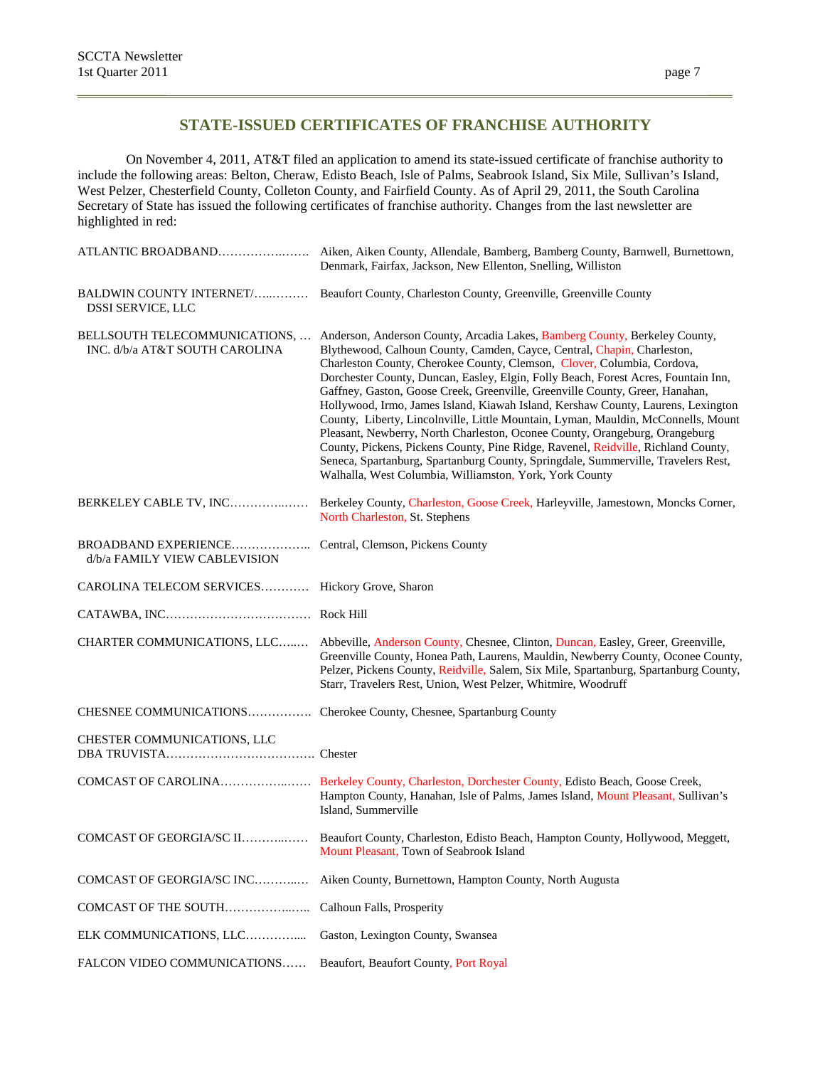## STATE-ISSUED CERTIFICATES OF FRANCHISE AUTHORITY

On November 4, 2011, AT&T filed an application to amend its state-issued certificate of franchise authority to include the following areas: Belton, Cheraw, Edisto Beach, Isle of Palms, Seabrook Island, Six Mile, Sullivan's Island, West Pelzer, Chesterfield County, Colleton County, and Fairfield County. As of April 29, 2011, the South Carolina Secretary of State has issued the following certificates of franchise authority. Changes from the last newsletter are highlighted in red:

| Provider | Areas |
|---|---|
| ATLANTIC BROADBAND | Aiken, Aiken County, Allendale, Bamberg, Bamberg County, Barnwell, Burnettown, Denmark, Fairfax, Jackson, New Ellenton, Snelling, Williston |
| BALDWIN COUNTY INTERNET/ DSSI SERVICE, LLC | Beaufort County, Charleston County, Greenville, Greenville County |
| BELLSOUTH TELECOMMUNICATIONS, INC. d/b/a AT&T SOUTH CAROLINA | Anderson, Anderson County, Arcadia Lakes, Bamberg County, Berkeley County, Blythewood, Calhoun County, Camden, Cayce, Central, Chapin, Charleston, Charleston County, Cherokee County, Clemson, Clover, Columbia, Cordova, Dorchester County, Duncan, Easley, Elgin, Folly Beach, Forest Acres, Fountain Inn, Gaffney, Gaston, Goose Creek, Greenville, Greenville County, Greer, Hanahan, Hollywood, Irmo, James Island, Kiawah Island, Kershaw County, Laurens, Lexington County, Liberty, Lincolnville, Little Mountain, Lyman, Mauldin, McConnells, Mount Pleasant, Newberry, North Charleston, Oconee County, Orangeburg, Orangeburg County, Pickens, Pickens County, Pine Ridge, Ravenel, Reidville, Richland County, Seneca, Spartanburg, Spartanburg County, Springdale, Summerville, Travelers Rest, Walhalla, West Columbia, Williamston, York, York County |
| BERKELEY CABLE TV, INC | Berkeley County, Charleston, Goose Creek, Harleyville, Jamestown, Moncks Corner, North Charleston, St. Stephens |
| BROADBAND EXPERIENCE d/b/a FAMILY VIEW CABLEVISION | Central, Clemson, Pickens County |
| CAROLINA TELECOM SERVICES | Hickory Grove, Sharon |
| CATAWBA, INC | Rock Hill |
| CHARTER COMMUNICATIONS, LLC | Abbeville, Anderson County, Chesnee, Clinton, Duncan, Easley, Greer, Greenville, Greenville County, Honea Path, Laurens, Mauldin, Newberry County, Oconee County, Pelzer, Pickens County, Reidville, Salem, Six Mile, Spartanburg, Spartanburg County, Starr, Travelers Rest, Union, West Pelzer, Whitmire, Woodruff |
| CHESNEE COMMUNICATIONS | Cherokee County, Chesnee, Spartanburg County |
| CHESTER COMMUNICATIONS, LLC DBA TRUVISTA | Chester |
| COMCAST OF CAROLINA | Berkeley County, Charleston, Dorchester County, Edisto Beach, Goose Creek, Hampton County, Hanahan, Isle of Palms, James Island, Mount Pleasant, Sullivan's Island, Summerville |
| COMCAST OF GEORGIA/SC II | Beaufort County, Charleston, Edisto Beach, Hampton County, Hollywood, Meggett, Mount Pleasant, Town of Seabrook Island |
| COMCAST OF GEORGIA/SC INC | Aiken County, Burnettown, Hampton County, North Augusta |
| COMCAST OF THE SOUTH | Calhoun Falls, Prosperity |
| ELK COMMUNICATIONS, LLC | Gaston, Lexington County, Swansea |
| FALCON VIDEO COMMUNICATIONS | Beaufort, Beaufort County, Port Royal |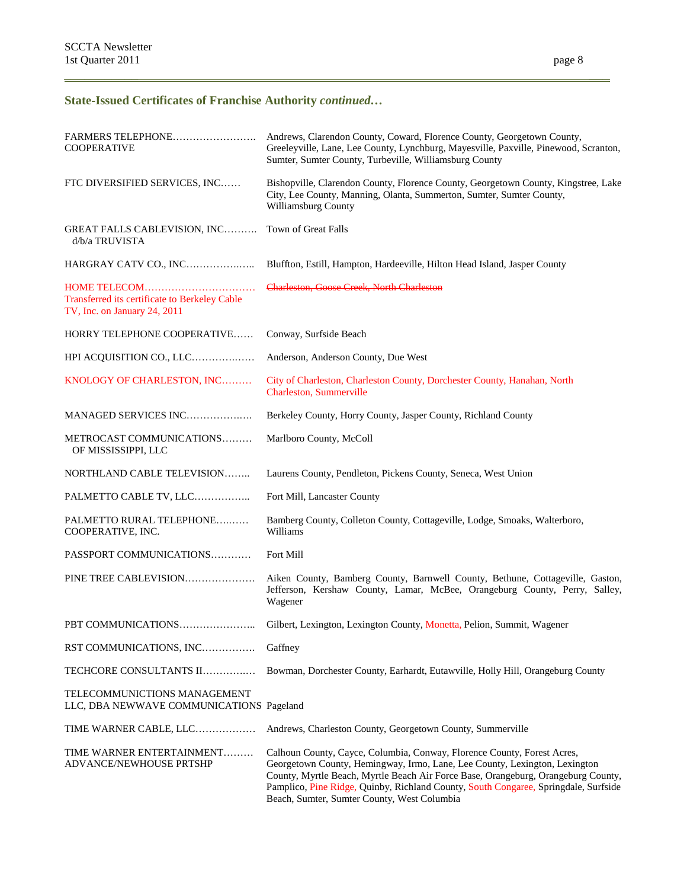## State-Issued Certificates of Franchise Authority *continued…*

| | |
|---|---|
| FARMERS TELEPHONE COOPERATIVE | Andrews, Clarendon County, Coward, Florence County, Georgetown County, Greeleyville, Lane, Lee County, Lynchburg, Mayesville, Paxville, Pinewood, Scranton, Sumter, Sumter County, Turbeville, Williamsburg County |
| FTC DIVERSIFIED SERVICES, INC. | Bishopville, Clarendon County, Florence County, Georgetown County, Kingstree, Lake City, Lee County, Manning, Olanta, Summerton, Sumter, Sumter County, Williamsburg County |
| GREAT FALLS CABLEVISION, INC. d/b/a TRUVISTA | Town of Great Falls |
| HARGRAY CATV CO., INC. | Bluffton, Estill, Hampton, Hardeeville, Hilton Head Island, Jasper County |
| HOME TELECOM<br>Transferred its certificate to Berkeley Cable TV, Inc. on January 24, 2011 | ~~Charleston, Goose Creek, North Charleston~~ |
| HORRY TELEPHONE COOPERATIVE | Conway, Surfside Beach |
| HPI ACQUISITION CO., LLC | Anderson, Anderson County, Due West |
| KNOLOGY OF CHARLESTON, INC. | City of Charleston, Charleston County, Dorchester County, Hanahan, North Charleston, Summerville |
| MANAGED SERVICES INC. | Berkeley County, Horry County, Jasper County, Richland County |
| METROCAST COMMUNICATIONS OF MISSISSIPPI, LLC | Marlboro County, McColl |
| NORTHLAND CABLE TELEVISION | Laurens County, Pendleton, Pickens County, Seneca, West Union |
| PALMETTO CABLE TV, LLC | Fort Mill, Lancaster County |
| PALMETTO RURAL TELEPHONE COOPERATIVE, INC. | Bamberg County, Colleton County, Cottageville, Lodge, Smoaks, Walterboro, Williams |
| PASSPORT COMMUNICATIONS | Fort Mill |
| PINE TREE CABLEVISION | Aiken County, Bamberg County, Barnwell County, Bethune, Cottageville, Gaston, Jefferson, Kershaw County, Lamar, McBee, Orangeburg County, Perry, Salley, Wagener |
| PBT COMMUNICATIONS | Gilbert, Lexington, Lexington County, Monetta, Pelion, Summit, Wagener |
| RST COMMUNICATIONS, INC. | Gaffney |
| TECHCORE CONSULTANTS II | Bowman, Dorchester County, Earhardt, Eutawville, Holly Hill, Orangeburg County |
| TELECOMMUNICTIONS MANAGEMENT LLC, DBA NEWWAVE COMMUNICATIONS | Pageland |
| TIME WARNER CABLE, LLC | Andrews, Charleston County, Georgetown County, Summerville |
| TIME WARNER ENTERTAINMENT ADVANCE/NEWHOUSE PRTSHP | Calhoun County, Cayce, Columbia, Conway, Florence County, Forest Acres, Georgetown County, Hemingway, Irmo, Lane, Lee County, Lexington, Lexington County, Myrtle Beach, Myrtle Beach Air Force Base, Orangeburg, Orangeburg County, Pamplico, Pine Ridge, Quinby, Richland County, South Congaree, Springdale, Surfside Beach, Sumter, Sumter County, West Columbia |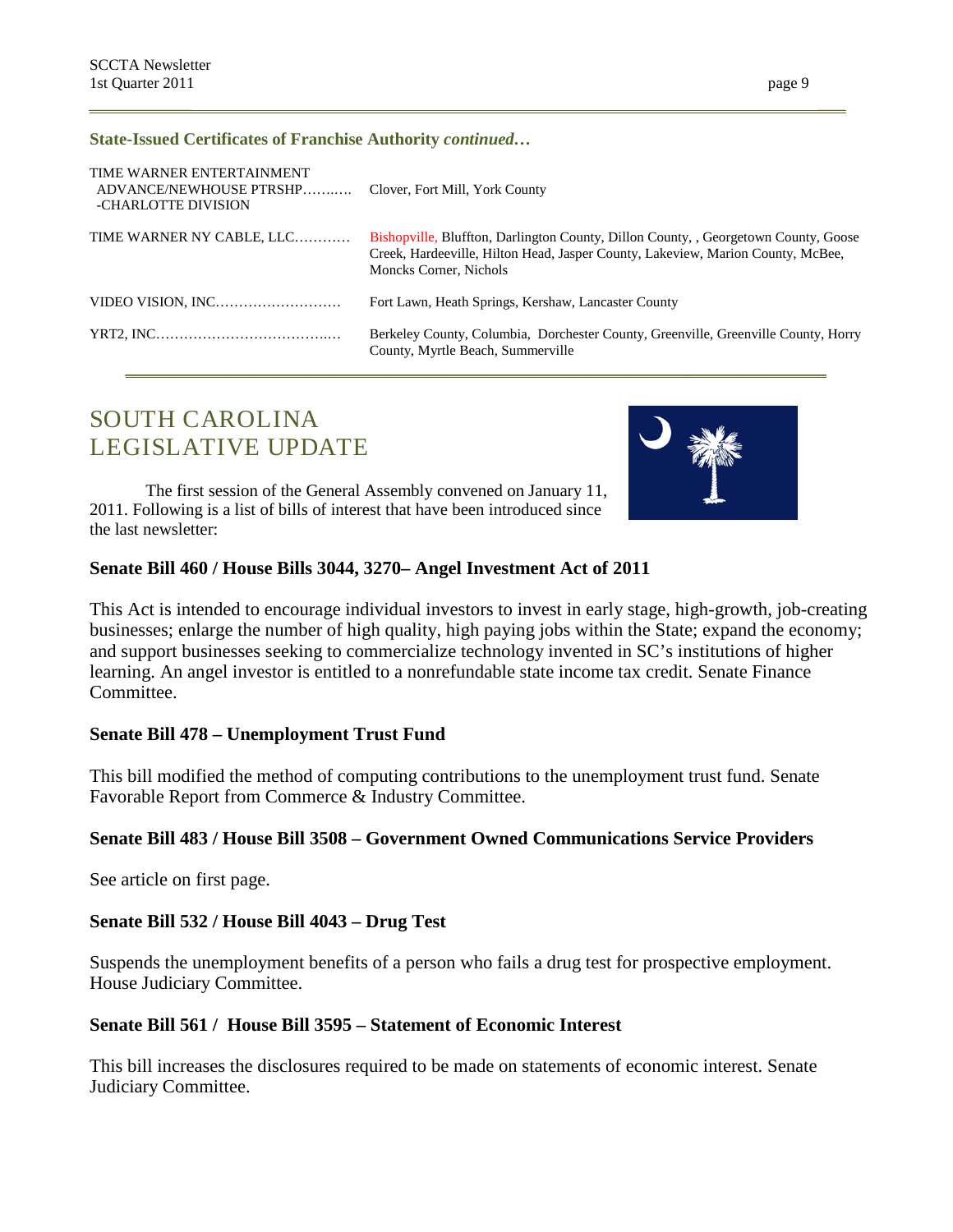**State-Issued Certificates of Franchise Authority *continued…***

| | |
|---|---|
| TIME WARNER ENTERTAINMENT ADVANCE/NEWHOUSE PTRSHP……..… -CHARLOTTE DIVISION | Clover, Fort Mill, York County |
| TIME WARNER NY CABLE, LLC………… | Bishopville, Bluffton, Darlington County, Dillon County, , Georgetown County, Goose Creek, Hardeeville, Hilton Head, Jasper County, Lakeview, Marion County, McBee, Moncks Corner, Nichols |
| VIDEO VISION, INC……………………… | Fort Lawn, Heath Springs, Kershaw, Lancaster County |
| YRT2, INC………………………………..… | Berkeley County, Columbia, Dorchester County, Greenville, Greenville County, Horry County, Myrtle Beach, Summerville |

# SOUTH CAROLINA LEGISLATIVE UPDATE

The first session of the General Assembly convened on January 11, 2011. Following is a list of bills of interest that have been introduced since the last newsletter:

### Senate Bill 460 / House Bills 3044, 3270– Angel Investment Act of 2011

This Act is intended to encourage individual investors to invest in early stage, high-growth, job-creating businesses; enlarge the number of high quality, high paying jobs within the State; expand the economy; and support businesses seeking to commercialize technology invented in SC's institutions of higher learning. An angel investor is entitled to a nonrefundable state income tax credit. Senate Finance Committee.

### Senate Bill 478 – Unemployment Trust Fund

This bill modified the method of computing contributions to the unemployment trust fund. Senate Favorable Report from Commerce & Industry Committee.

### Senate Bill 483 / House Bill 3508 – Government Owned Communications Service Providers

See article on first page.

### Senate Bill 532 / House Bill 4043 – Drug Test

Suspends the unemployment benefits of a person who fails a drug test for prospective employment. House Judiciary Committee.

### Senate Bill 561 / House Bill 3595 – Statement of Economic Interest

This bill increases the disclosures required to be made on statements of economic interest. Senate Judiciary Committee.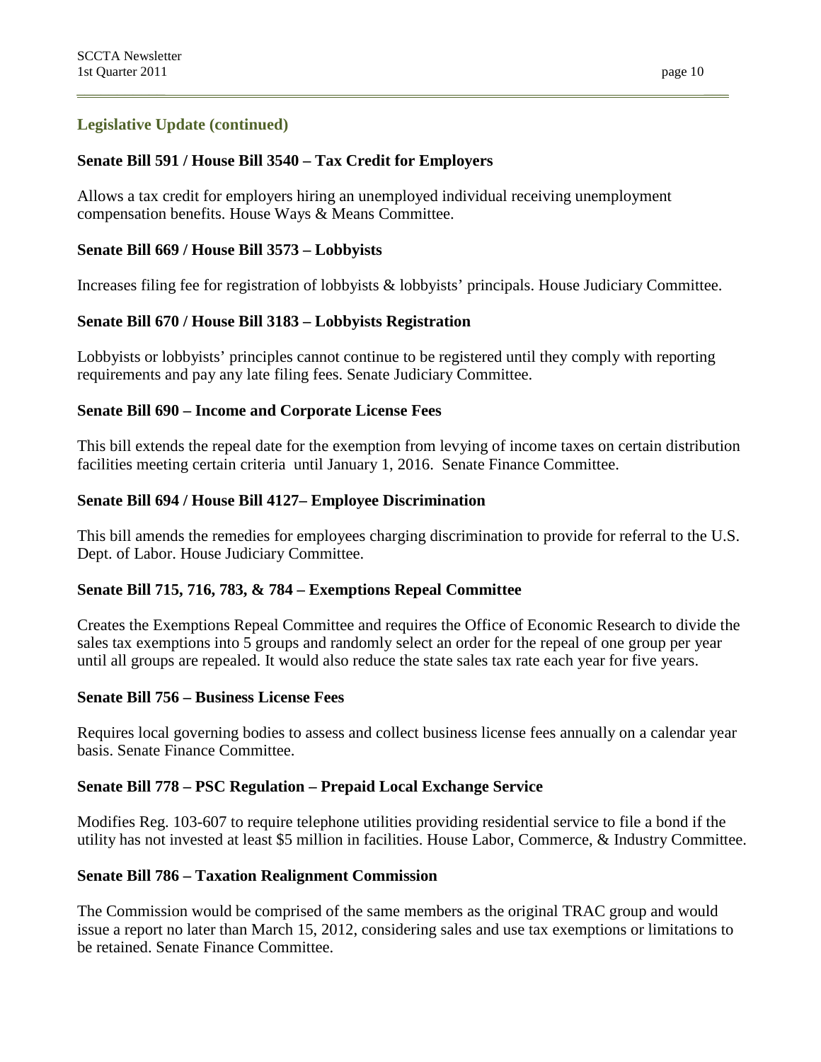## Legislative Update (continued)

### Senate Bill 591 / House Bill 3540 – Tax Credit for Employers

Allows a tax credit for employers hiring an unemployed individual receiving unemployment compensation benefits. House Ways & Means Committee.

### Senate Bill 669 / House Bill 3573 – Lobbyists

Increases filing fee for registration of lobbyists & lobbyists' principals. House Judiciary Committee.

### Senate Bill 670 / House Bill 3183 – Lobbyists Registration

Lobbyists or lobbyists' principles cannot continue to be registered until they comply with reporting requirements and pay any late filing fees. Senate Judiciary Committee.

### Senate Bill 690 – Income and Corporate License Fees

This bill extends the repeal date for the exemption from levying of income taxes on certain distribution facilities meeting certain criteria until January 1, 2016. Senate Finance Committee.

### Senate Bill 694 / House Bill 4127– Employee Discrimination

This bill amends the remedies for employees charging discrimination to provide for referral to the U.S. Dept. of Labor. House Judiciary Committee.

### Senate Bill 715, 716, 783, & 784 – Exemptions Repeal Committee

Creates the Exemptions Repeal Committee and requires the Office of Economic Research to divide the sales tax exemptions into 5 groups and randomly select an order for the repeal of one group per year until all groups are repealed. It would also reduce the state sales tax rate each year for five years.

### Senate Bill 756 – Business License Fees

Requires local governing bodies to assess and collect business license fees annually on a calendar year basis. Senate Finance Committee.

### Senate Bill 778 – PSC Regulation – Prepaid Local Exchange Service

Modifies Reg. 103-607 to require telephone utilities providing residential service to file a bond if the utility has not invested at least $5 million in facilities. House Labor, Commerce, & Industry Committee.

### Senate Bill 786 – Taxation Realignment Commission

The Commission would be comprised of the same members as the original TRAC group and would issue a report no later than March 15, 2012, considering sales and use tax exemptions or limitations to be retained. Senate Finance Committee.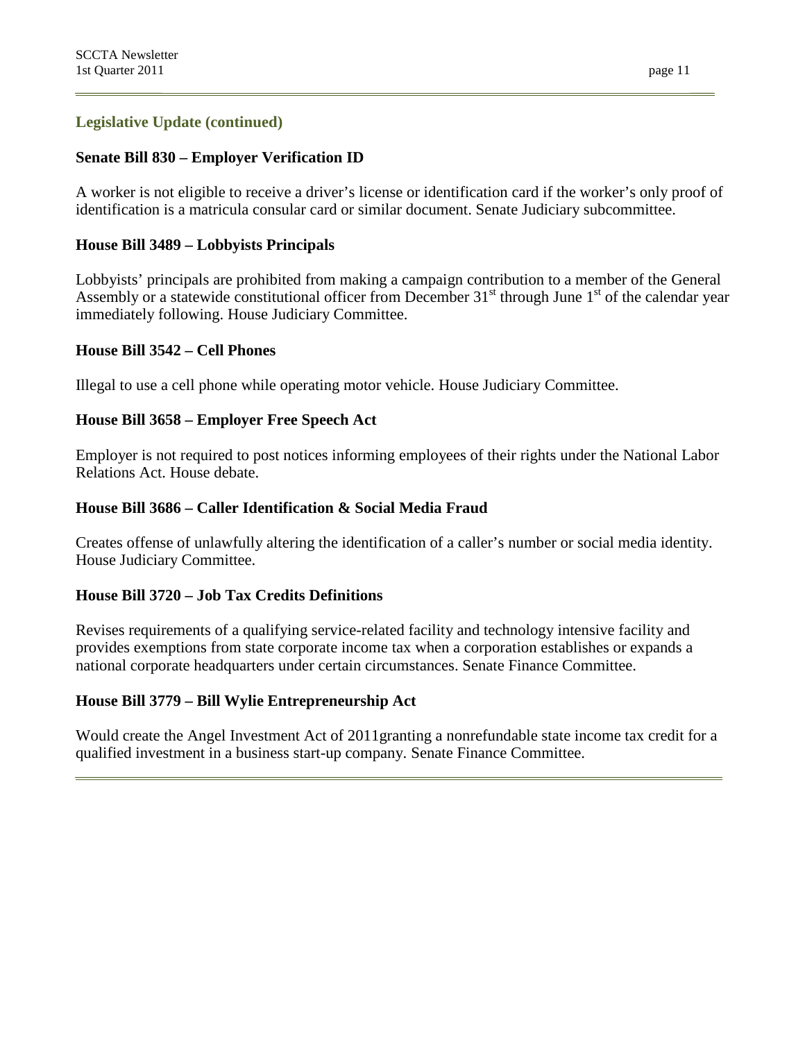## Legislative Update (continued)

### Senate Bill 830 – Employer Verification ID

A worker is not eligible to receive a driver's license or identification card if the worker's only proof of identification is a matricula consular card or similar document. Senate Judiciary subcommittee.

### House Bill 3489 – Lobbyists Principals

Lobbyists' principals are prohibited from making a campaign contribution to a member of the General Assembly or a statewide constitutional officer from December 31st through June 1st of the calendar year immediately following. House Judiciary Committee.

### House Bill 3542 – Cell Phones

Illegal to use a cell phone while operating motor vehicle. House Judiciary Committee.

### House Bill 3658 – Employer Free Speech Act

Employer is not required to post notices informing employees of their rights under the National Labor Relations Act. House debate.

### House Bill 3686 – Caller Identification & Social Media Fraud

Creates offense of unlawfully altering the identification of a caller's number or social media identity. House Judiciary Committee.

### House Bill 3720 – Job Tax Credits Definitions

Revises requirements of a qualifying service-related facility and technology intensive facility and provides exemptions from state corporate income tax when a corporation establishes or expands a national corporate headquarters under certain circumstances. Senate Finance Committee.

### House Bill 3779 – Bill Wylie Entrepreneurship Act

Would create the Angel Investment Act of 2011granting a nonrefundable state income tax credit for a qualified investment in a business start-up company. Senate Finance Committee.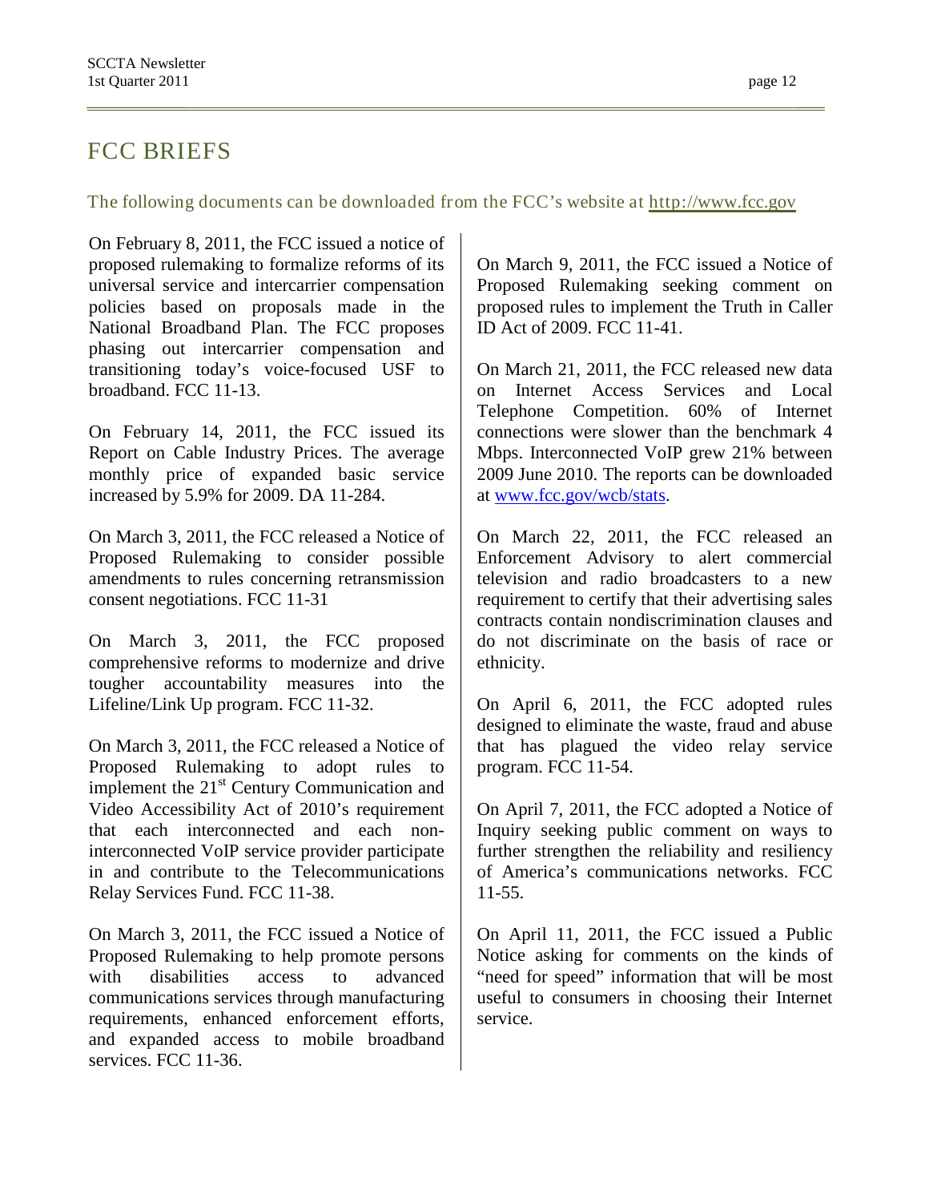# FCC BRIEFS

The following documents can be downloaded from the FCC's website at http://www.fcc.gov

On February 8, 2011, the FCC issued a notice of proposed rulemaking to formalize reforms of its universal service and intercarrier compensation policies based on proposals made in the National Broadband Plan. The FCC proposes phasing out intercarrier compensation and transitioning today's voice-focused USF to broadband. FCC 11-13.

On February 14, 2011, the FCC issued its Report on Cable Industry Prices. The average monthly price of expanded basic service increased by 5.9% for 2009. DA 11-284.

On March 3, 2011, the FCC released a Notice of Proposed Rulemaking to consider possible amendments to rules concerning retransmission consent negotiations. FCC 11-31

On March 3, 2011, the FCC proposed comprehensive reforms to modernize and drive tougher accountability measures into the Lifeline/Link Up program. FCC 11-32.

On March 3, 2011, the FCC released a Notice of Proposed Rulemaking to adopt rules to implement the 21st Century Communication and Video Accessibility Act of 2010's requirement that each interconnected and each non-interconnected VoIP service provider participate in and contribute to the Telecommunications Relay Services Fund. FCC 11-38.

On March 3, 2011, the FCC issued a Notice of Proposed Rulemaking to help promote persons with disabilities access to advanced communications services through manufacturing requirements, enhanced enforcement efforts, and expanded access to mobile broadband services. FCC 11-36.

On March 9, 2011, the FCC issued a Notice of Proposed Rulemaking seeking comment on proposed rules to implement the Truth in Caller ID Act of 2009. FCC 11-41.

On March 21, 2011, the FCC released new data on Internet Access Services and Local Telephone Competition. 60% of Internet connections were slower than the benchmark 4 Mbps. Interconnected VoIP grew 21% between 2009 June 2010. The reports can be downloaded at www.fcc.gov/wcb/stats.

On March 22, 2011, the FCC released an Enforcement Advisory to alert commercial television and radio broadcasters to a new requirement to certify that their advertising sales contracts contain nondiscrimination clauses and do not discriminate on the basis of race or ethnicity.

On April 6, 2011, the FCC adopted rules designed to eliminate the waste, fraud and abuse that has plagued the video relay service program. FCC 11-54.

On April 7, 2011, the FCC adopted a Notice of Inquiry seeking public comment on ways to further strengthen the reliability and resiliency of America's communications networks. FCC 11-55.

On April 11, 2011, the FCC issued a Public Notice asking for comments on the kinds of "need for speed" information that will be most useful to consumers in choosing their Internet service.